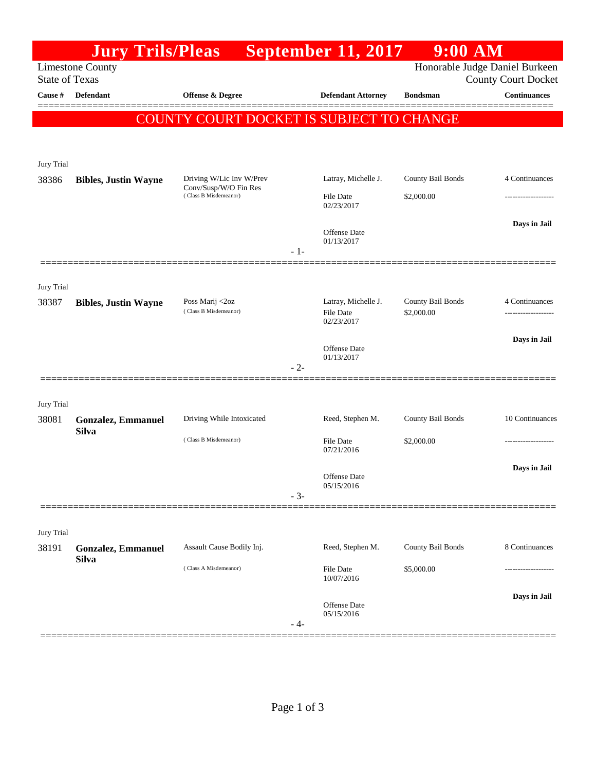# Jury Trils/Pleas September 11, 2017 9:00 AM

Limestone County
State of Texas

Honorable Judge Daniel Burkeen
County Court Docket

**COUNTY COURT DOCKET IS SUBJECT TO CHANGE**

| Cause # | Defendant | Offense & Degree | Defendant Attorney | Bondsman | Continuances |
|---|---|---|---|---|---|
| Jury Trial | | | | | |
| 38386 | **Bibles, Justin Wayne** | Driving W/Lic Inv W/Prev Conv/Susp/W/O Fin Res (Class B Misdemeanor) | Latray, Michelle J.<br>File Date 02/23/2017<br>Offense Date 01/13/2017 | County Bail Bonds<br>$2,000.00 | 4 Continuances<br>-------------------<br>**Days in Jail** |
| Jury Trial | | | | | |
| 38387 | **Bibles, Justin Wayne** | Poss Marij <2oz (Class B Misdemeanor) | Latray, Michelle J.<br>File Date 02/23/2017<br>Offense Date 01/13/2017 | County Bail Bonds<br>$2,000.00 | 4 Continuances<br>-------------------<br>**Days in Jail** |
| Jury Trial | | | | | |
| 38081 | **Gonzalez, Emmanuel Silva** | Driving While Intoxicated (Class B Misdemeanor) | Reed, Stephen M.<br>File Date 07/21/2016<br>Offense Date 05/15/2016 | County Bail Bonds<br>$2,000.00 | 10 Continuances<br>-------------------<br>**Days in Jail** |
| Jury Trial | | | | | |
| 38191 | **Gonzalez, Emmanuel Silva** | Assault Cause Bodily Inj. (Class A Misdemeanor) | Reed, Stephen M.<br>File Date 10/07/2016<br>Offense Date 05/15/2016 | County Bail Bonds<br>$5,000.00 | 8 Continuances<br>-------------------<br>**Days in Jail** |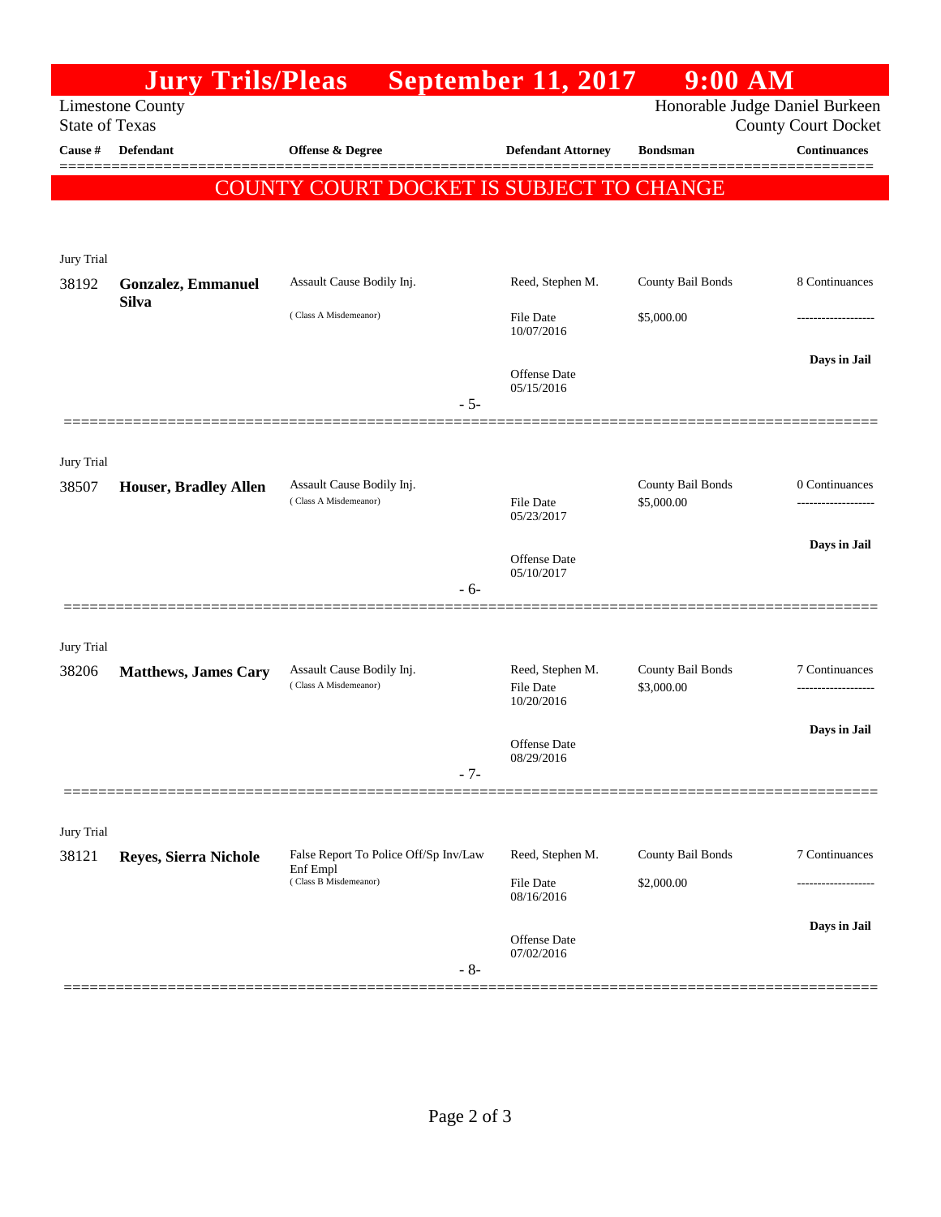# Jury Trils/Pleas September 11, 2017 9:00 AM

Limestone County
State of Texas

Honorable Judge Daniel Burkeen
County Court Docket

**COUNTY COURT DOCKET IS SUBJECT TO CHANGE**

| Cause # | Defendant | Offense & Degree | Defendant Attorney | Bondsman | Continuances |
|---|---|---|---|---|---|
| Jury Trial | | | | | |
| 38192 | **Gonzalez, Emmanuel Silva** | Assault Cause Bodily Inj. (Class A Misdemeanor) | Reed, Stephen M. File Date 10/07/2016 Offense Date 05/15/2016 | County Bail Bonds $5,000.00 | 8 Continuances ------------------- **Days in Jail** |
| | | - 5- | | | |
| Jury Trial | | | | | |
| 38507 | **Houser, Bradley Allen** | Assault Cause Bodily Inj. (Class A Misdemeanor) | File Date 05/23/2017 Offense Date 05/10/2017 | County Bail Bonds $5,000.00 | 0 Continuances ------------------- **Days in Jail** |
| | | - 6- | | | |
| Jury Trial | | | | | |
| 38206 | **Matthews, James Cary** | Assault Cause Bodily Inj. (Class A Misdemeanor) | Reed, Stephen M. File Date 10/20/2016 Offense Date 08/29/2016 | County Bail Bonds $3,000.00 | 7 Continuances ------------------- **Days in Jail** |
| | | - 7- | | | |
| Jury Trial | | | | | |
| 38121 | **Reyes, Sierra Nichole** | False Report To Police Off/Sp Inv/Law Enf Empl (Class B Misdemeanor) | Reed, Stephen M. File Date 08/16/2016 Offense Date 07/02/2016 | County Bail Bonds $2,000.00 | 7 Continuances ------------------- **Days in Jail** |
| | | - 8- | | | |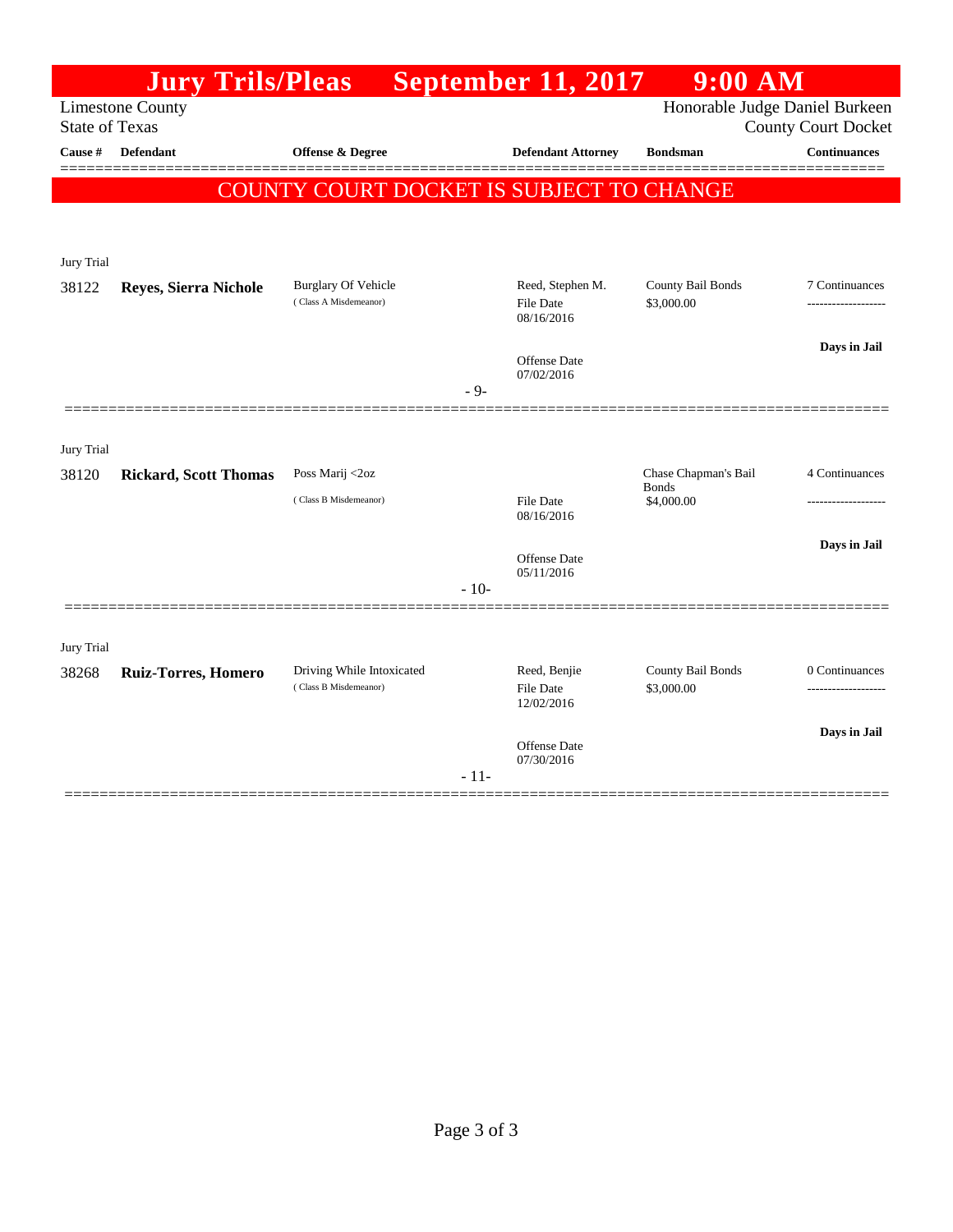# Jury Trils/Pleas September 11, 2017 9:00 AM

Limestone County
State of Texas

Honorable Judge Daniel Burkeen
County Court Docket

| Cause # | Defendant | Offense & Degree | Defendant Attorney | Bondsman | Continuances |
|---|---|---|---|---|---|

**COUNTY COURT DOCKET IS SUBJECT TO CHANGE**

Jury Trial

| Cause # | Defendant | Offense & Degree | Defendant Attorney | Bondsman | Continuances |
|---|---|---|---|---|---|
| 38122 | **Reyes, Sierra Nichole** | Burglary Of Vehicle (Class A Misdemeanor) | Reed, Stephen M. File Date 08/16/2016 Offense Date 07/02/2016 | County Bail Bonds $3,000.00 | 7 Continuances ------------------- **Days in Jail** |

- 9-

Jury Trial

| Cause # | Defendant | Offense & Degree | Defendant Attorney | Bondsman | Continuances |
|---|---|---|---|---|---|
| 38120 | **Rickard, Scott Thomas** | Poss Marij <2oz (Class B Misdemeanor) | File Date 08/16/2016 Offense Date 05/11/2016 | Chase Chapman's Bail Bonds $4,000.00 | 4 Continuances ------------------- **Days in Jail** |

- 10-

Jury Trial

| Cause # | Defendant | Offense & Degree | Defendant Attorney | Bondsman | Continuances |
|---|---|---|---|---|---|
| 38268 | **Ruiz-Torres, Homero** | Driving While Intoxicated (Class B Misdemeanor) | Reed, Benjie File Date 12/02/2016 Offense Date 07/30/2016 | County Bail Bonds $3,000.00 | 0 Continuances ------------------- **Days in Jail** |

- 11-